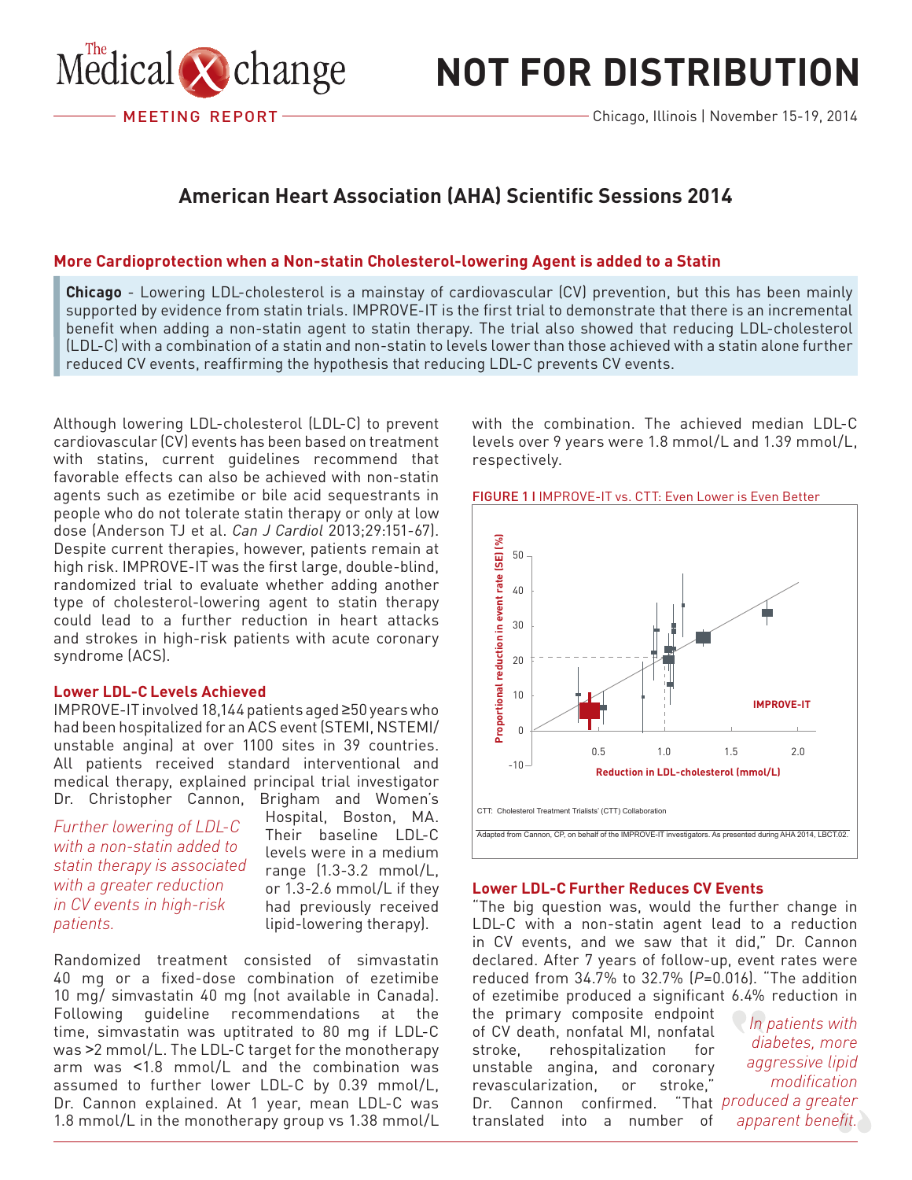# American Heart Association (AHA) Scientific Sessions 2014

MEETING REPORT — Chicago, Illinois | November 15-19, 2014

NOT FOR DISTRIBUTION

## More Cardioprotection when a Non-statin Cholesterol-lowering Agent is added to a Statin

**Chicago** - Lowering LDL-cholesterol is a mainstay of cardiovascular (CV) prevention, but this has been mainly supported by evidence from statin trials. IMPROVE-IT is the first trial to demonstrate that there is an incremental benefit when adding a non-statin agent to statin therapy. The trial also showed that reducing LDL-cholesterol (LDL-C) with a combination of a statin and non-statin to levels lower than those achieved with a statin alone further reduced CV events, reaffirming the hypothesis that reducing LDL-C prevents CV events.

Although lowering LDL-cholesterol (LDL-C) to prevent cardiovascular (CV) events has been based on treatment with statins, current guidelines recommend that favorable effects can also be achieved with non-statin agents such as ezetimibe or bile acid sequestrants in people who do not tolerate statin therapy or only at low dose (Anderson TJ et al. *Can J Cardiol* 2013;29:151-67). Despite current therapies, however, patients remain at high risk. IMPROVE-IT was the first large, double-blind, randomized trial to evaluate whether adding another type of cholesterol-lowering agent to statin therapy could lead to a further reduction in heart attacks and strokes in high-risk patients with acute coronary syndrome (ACS).

### Lower LDL-C Levels Achieved

IMPROVE-IT involved 18,144 patients aged ≥50 years who had been hospitalized for an ACS event (STEMI, NSTEMI/unstable angina) at over 1100 sites in 39 countries. All patients received standard interventional and medical therapy, explained principal trial investigator Dr. Christopher Cannon, Brigham and Women's Hospital, Boston, MA. Their baseline LDL-C levels were in a medium range (1.3-3.2 mmol/L, or 1.3-2.6 mmol/L if they had previously received lipid-lowering therapy).

*Further lowering of LDL-C with a non-statin added to statin therapy is associated with a greater reduction in CV events in high-risk patients.*

Randomized treatment consisted of simvastatin 40 mg or a fixed-dose combination of ezetimibe 10 mg/ simvastatin 40 mg (not available in Canada). Following guideline recommendations at the time, simvastatin was uptitrated to 80 mg if LDL-C was >2 mmol/L. The LDL-C target for the monotherapy arm was <1.8 mmol/L and the combination was assumed to further lower LDL-C by 0.39 mmol/L, Dr. Cannon explained. At 1 year, mean LDL-C was 1.8 mmol/L in the monotherapy group vs 1.38 mmol/L with the combination. The achieved median LDL-C levels over 9 years were 1.8 mmol/L and 1.39 mmol/L, respectively.

FIGURE 1 I IMPROVE-IT vs. CTT: Even Lower is Even Better

CTT: Cholesterol Treatment Trialists' (CTT) Collaboration

Adapted from Cannon, CP, on behalf of the IMPROVE-IT investigators. As presented during AHA 2014, LBCT.02.

### Lower LDL-C Further Reduces CV Events

"The big question was, would the further change in LDL-C with a non-statin agent lead to a reduction in CV events, and we saw that it did," Dr. Cannon declared. After 7 years of follow-up, event rates were reduced from 34.7% to 32.7% ($P$=0.016). "The addition of ezetimibe produced a significant 6.4% reduction in the primary composite endpoint of CV death, nonfatal MI, nonfatal stroke, rehospitalization for unstable angina, and coronary revascularization, or stroke," Dr. Cannon confirmed. "That translated into a number of

*In patients with diabetes, more aggressive lipid modification produced a greater apparent benefit.*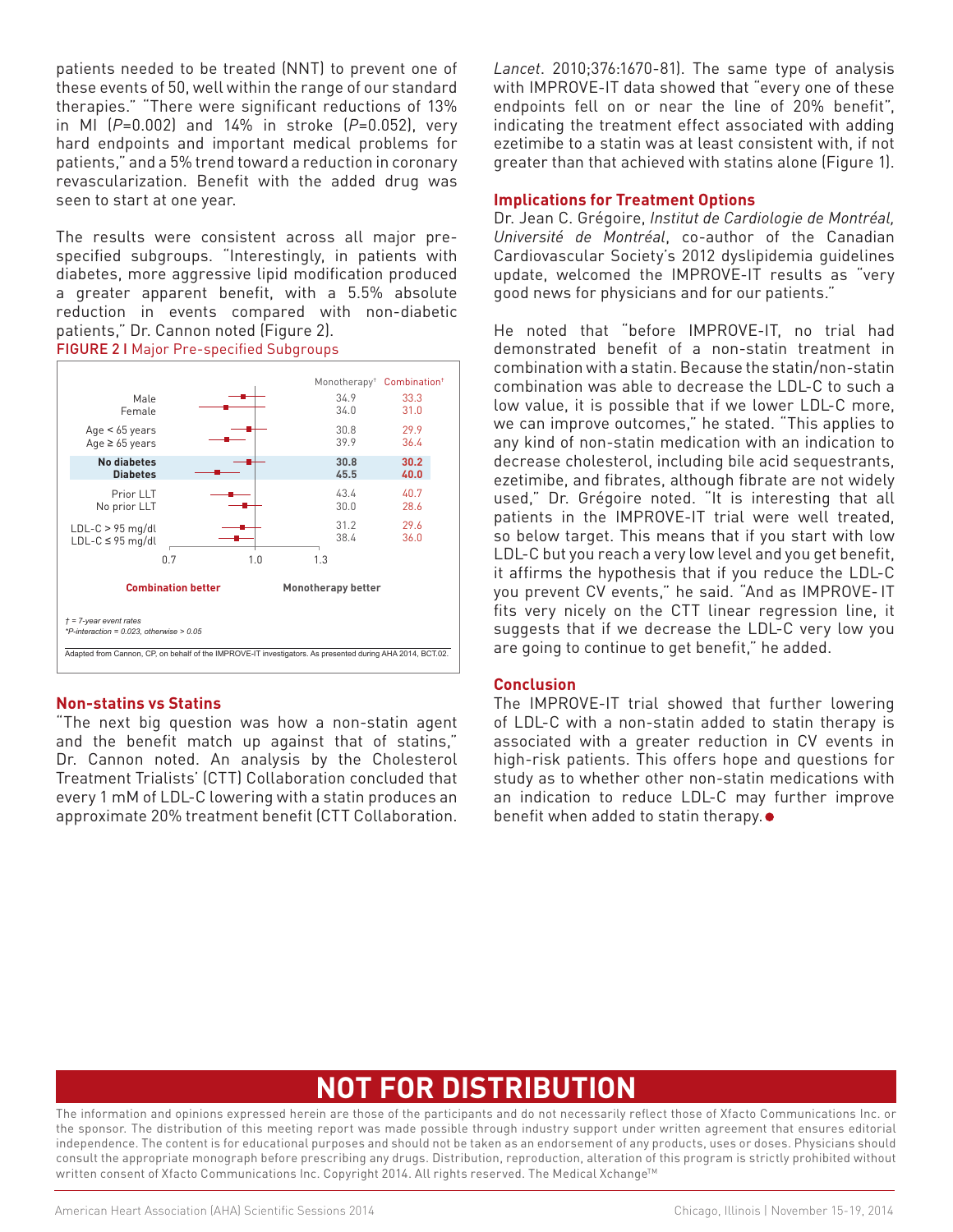patients needed to be treated (NNT) to prevent one of these events of 50, well within the range of our standard therapies." "There were significant reductions of 13% in MI ($P$=0.002) and 14% in stroke ($P$=0.052), very hard endpoints and important medical problems for patients," and a 5% trend toward a reduction in coronary revascularization. Benefit with the added drug was seen to start at one year.

The results were consistent across all major pre-specified subgroups. "Interestingly, in patients with diabetes, more aggressive lipid modification produced a greater apparent benefit, with a 5.5% absolute reduction in events compared with non-diabetic patients," Dr. Cannon noted (Figure 2).

FIGURE 2 | Major Pre-specified Subgroups

Monotherapy† Combination†

Male 34.9 33.3

Female 34.0 31.0

Age < 65 years 30.8 29.9

Age ≥ 65 years 39.9 36.4

**No diabetes 30.8 30.2**

**Diabetes 45.5 40.0**

Prior LLT 43.4 40.7

No prior LLT 30.0 28.6

LDL-C > 95 mg/dl 31.2 29.6

LDL-C ≤ 95 mg/dl 38.4 36.0

0.7 1.0 1.3

**Combination better** **Monotherapy better**

*† = 7-year event rates*

**P-interaction = 0.023, otherwise > 0.05*

Adapted from Cannon, CP, on behalf of the IMPROVE-IT investigators. As presented during AHA 2014, BCT.02.

## Non-statins vs Statins

"The next big question was how a non-statin agent and the benefit match up against that of statins," Dr. Cannon noted. An analysis by the Cholesterol Treatment Trialists' (CTT) Collaboration concluded that every 1 mM of LDL-C lowering with a statin produces an approximate 20% treatment benefit (CTT Collaboration. *Lancet*. 2010;376:1670-81). The same type of analysis with IMPROVE-IT data showed that "every one of these endpoints fell on or near the line of 20% benefit", indicating the treatment effect associated with adding ezetimibe to a statin was at least consistent with, if not greater than that achieved with statins alone (Figure 1).

## Implications for Treatment Options

Dr. Jean C. Grégoire, *Institut de Cardiologie de Montréal, Université de Montréal*, co-author of the Canadian Cardiovascular Society's 2012 dyslipidemia guidelines update, welcomed the IMPROVE-IT results as "very good news for physicians and for our patients."

He noted that "before IMPROVE-IT, no trial had demonstrated benefit of a non-statin treatment in combination with a statin. Because the statin/non-statin combination was able to decrease the LDL-C to such a low value, it is possible that if we lower LDL-C more, we can improve outcomes," he stated. "This applies to any kind of non-statin medication with an indication to decrease cholesterol, including bile acid sequestrants, ezetimibe, and fibrates, although fibrate are not widely used," Dr. Grégoire noted. "It is interesting that all patients in the IMPROVE-IT trial were well treated, so below target. This means that if you start with low LDL-C but you reach a very low level and you get benefit, it affirms the hypothesis that if you reduce the LDL-C you prevent CV events," he said. "And as IMPROVE- IT fits very nicely on the CTT linear regression line, it suggests that if we decrease the LDL-C very low you are going to continue to get benefit," he added.

## Conclusion

The IMPROVE-IT trial showed that further lowering of LDL-C with a non-statin added to statin therapy is associated with a greater reduction in CV events in high-risk patients. This offers hope and questions for study as to whether other non-statin medications with an indication to reduce LDL-C may further improve benefit when added to statin therapy.

# NOT FOR DISTRIBUTION

The information and opinions expressed herein are those of the participants and do not necessarily reflect those of Xfacto Communications Inc. or the sponsor. The distribution of this meeting report was made possible through industry support under written agreement that ensures editorial independence. The content is for educational purposes and should not be taken as an endorsement of any products, uses or doses. Physicians should consult the appropriate monograph before prescribing any drugs. Distribution, reproduction, alteration of this program is strictly prohibited without written consent of Xfacto Communications Inc. Copyright 2014. All rights reserved. The Medical Xchange™